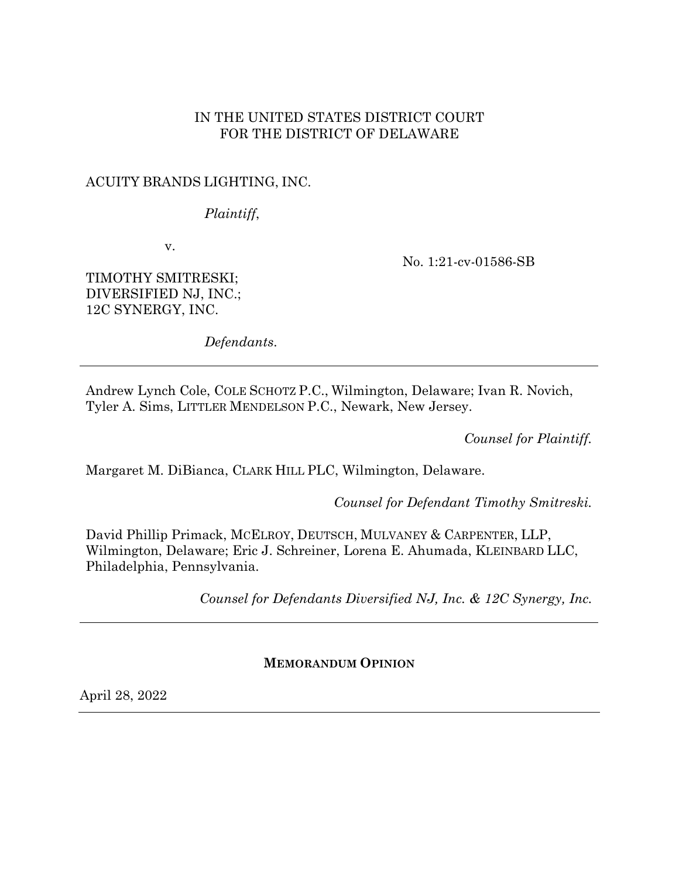IN THE UNITED STATES DISTRICT COURT
FOR THE DISTRICT OF DELAWARE

ACUITY BRANDS LIGHTING, INC.

*Plaintiff*,

v.

TIMOTHY SMITRESKI;
DIVERSIFIED NJ, INC.;
12C SYNERGY, INC.

*Defendants*.

No. 1:21-cv-01586-SB

---

Andrew Lynch Cole, COLE SCHOTZ P.C., Wilmington, Delaware; Ivan R. Novich, Tyler A. Sims, LITTLER MENDELSON P.C., Newark, New Jersey.

*Counsel for Plaintiff.*

Margaret M. DiBianca, CLARK HILL PLC, Wilmington, Delaware.

*Counsel for Defendant Timothy Smitreski.*

David Phillip Primack, MCELROY, DEUTSCH, MULVANEY & CARPENTER, LLP, Wilmington, Delaware; Eric J. Schreiner, Lorena E. Ahumada, KLEINBARD LLC, Philadelphia, Pennsylvania.

*Counsel for Defendants Diversified NJ, Inc. & 12C Synergy, Inc.*

---

**MEMORANDUM OPINION**

April 28, 2022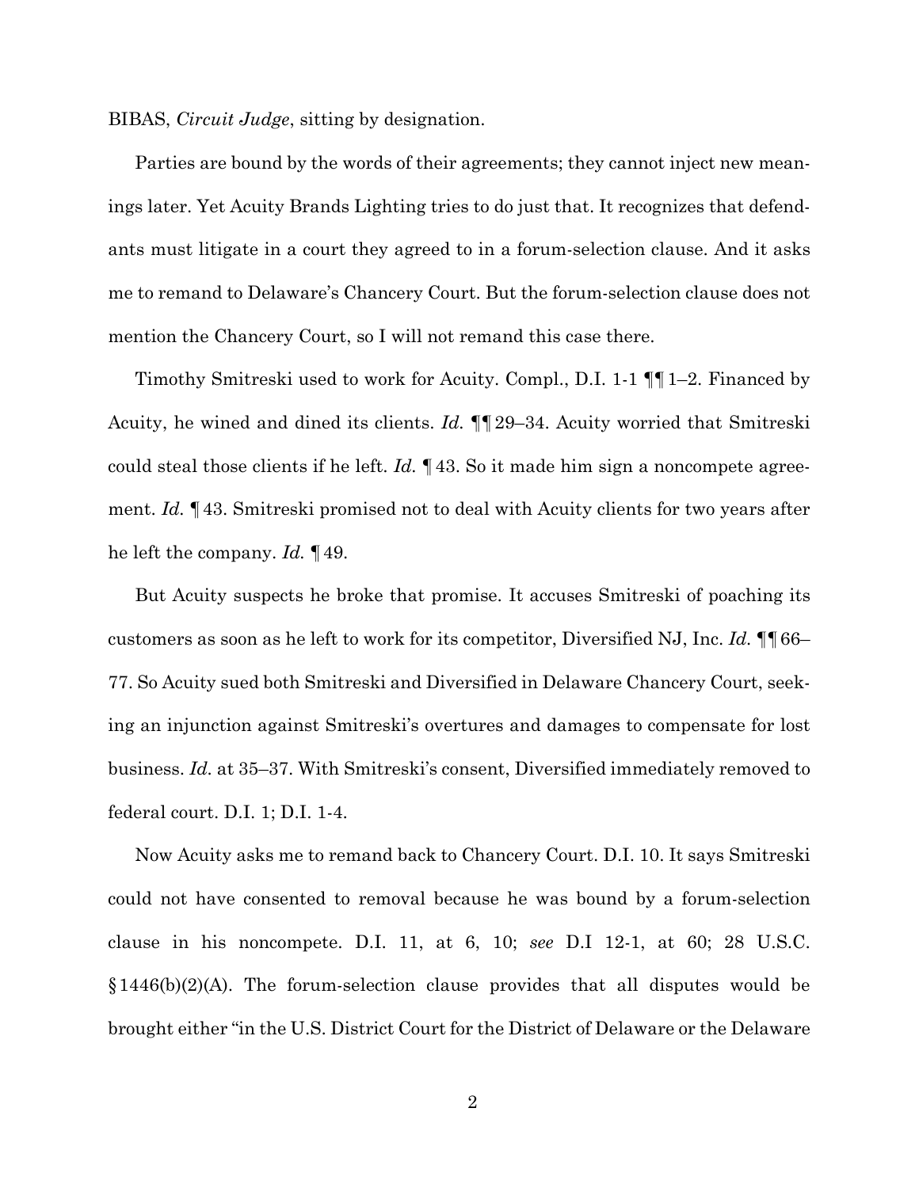BIBAS, *Circuit Judge*, sitting by designation.

Parties are bound by the words of their agreements; they cannot inject new meanings later. Yet Acuity Brands Lighting tries to do just that. It recognizes that defendants must litigate in a court they agreed to in a forum-selection clause. And it asks me to remand to Delaware's Chancery Court. But the forum-selection clause does not mention the Chancery Court, so I will not remand this case there.

Timothy Smitreski used to work for Acuity. Compl., D.I. 1-1 ¶¶ 1–2. Financed by Acuity, he wined and dined its clients. *Id.* ¶¶ 29–34. Acuity worried that Smitreski could steal those clients if he left. *Id.* ¶ 43. So it made him sign a noncompete agreement. *Id.* ¶ 43. Smitreski promised not to deal with Acuity clients for two years after he left the company. *Id.* ¶ 49.

But Acuity suspects he broke that promise. It accuses Smitreski of poaching its customers as soon as he left to work for its competitor, Diversified NJ, Inc. *Id.* ¶¶ 66–77. So Acuity sued both Smitreski and Diversified in Delaware Chancery Court, seeking an injunction against Smitreski's overtures and damages to compensate for lost business. *Id.* at 35–37. With Smitreski's consent, Diversified immediately removed to federal court. D.I. 1; D.I. 1-4.

Now Acuity asks me to remand back to Chancery Court. D.I. 10. It says Smitreski could not have consented to removal because he was bound by a forum-selection clause in his noncompete. D.I. 11, at 6, 10; *see* D.I 12-1, at 60; 28 U.S.C. § 1446(b)(2)(A). The forum-selection clause provides that all disputes would be brought either "in the U.S. District Court for the District of Delaware or the Delaware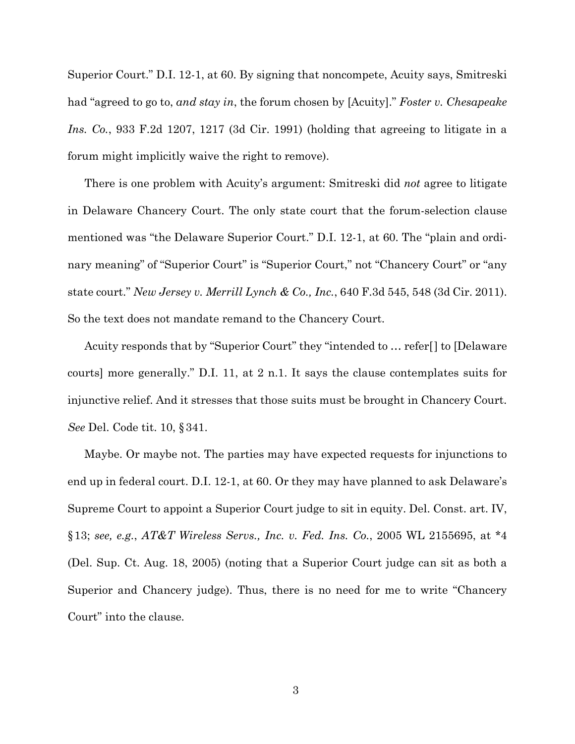Superior Court." D.I. 12-1, at 60. By signing that noncompete, Acuity says, Smitreski had "agreed to go to, *and stay in*, the forum chosen by [Acuity]." *Foster v. Chesapeake Ins. Co.*, 933 F.2d 1207, 1217 (3d Cir. 1991) (holding that agreeing to litigate in a forum might implicitly waive the right to remove).

There is one problem with Acuity's argument: Smitreski did *not* agree to litigate in Delaware Chancery Court. The only state court that the forum-selection clause mentioned was "the Delaware Superior Court." D.I. 12-1, at 60. The "plain and ordinary meaning" of "Superior Court" is "Superior Court," not "Chancery Court" or "any state court." *New Jersey v. Merrill Lynch & Co., Inc.*, 640 F.3d 545, 548 (3d Cir. 2011). So the text does not mandate remand to the Chancery Court.

Acuity responds that by "Superior Court" they "intended to … refer[] to [Delaware courts] more generally." D.I. 11, at 2 n.1. It says the clause contemplates suits for injunctive relief. And it stresses that those suits must be brought in Chancery Court. *See* Del. Code tit. 10, § 341.

Maybe. Or maybe not. The parties may have expected requests for injunctions to end up in federal court. D.I. 12-1, at 60. Or they may have planned to ask Delaware's Supreme Court to appoint a Superior Court judge to sit in equity. Del. Const. art. IV, § 13; *see, e.g.*, *AT&T Wireless Servs., Inc. v. Fed. Ins. Co.*, 2005 WL 2155695, at *4 (Del. Sup. Ct. Aug. 18, 2005) (noting that a Superior Court judge can sit as both a Superior and Chancery judge). Thus, there is no need for me to write "Chancery Court" into the clause.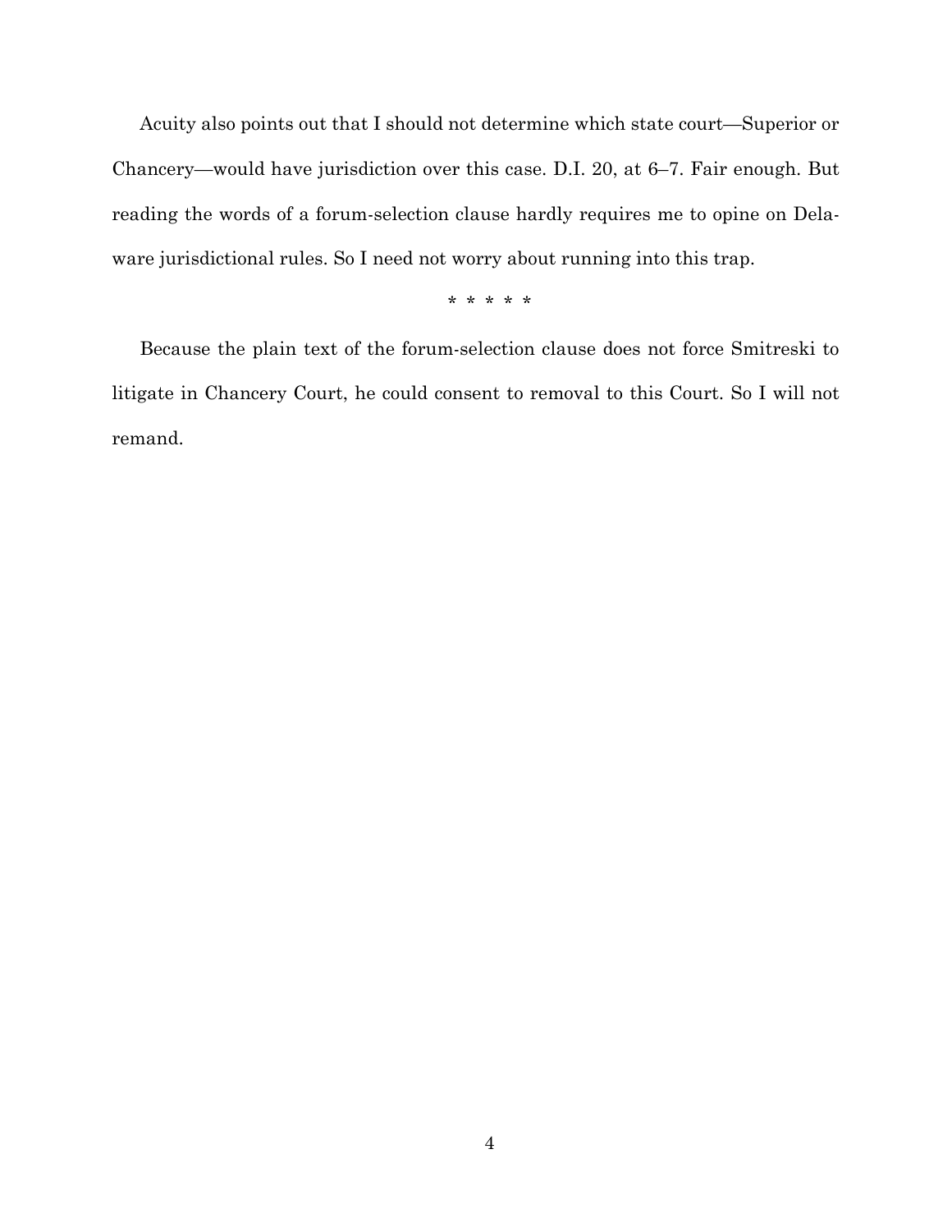Acuity also points out that I should not determine which state court—Superior or Chancery—would have jurisdiction over this case. D.I. 20, at 6–7. Fair enough. But reading the words of a forum-selection clause hardly requires me to opine on Delaware jurisdictional rules. So I need not worry about running into this trap.

* * * * *

Because the plain text of the forum-selection clause does not force Smitreski to litigate in Chancery Court, he could consent to removal to this Court. So I will not remand.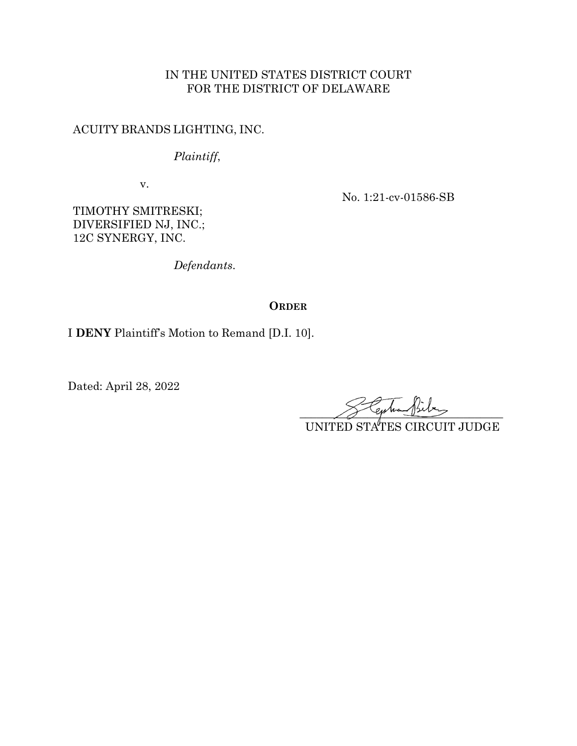IN THE UNITED STATES DISTRICT COURT
FOR THE DISTRICT OF DELAWARE

ACUITY BRANDS LIGHTING, INC.

*Plaintiff*,

v.

TIMOTHY SMITRESKI;
DIVERSIFIED NJ, INC.;
12C SYNERGY, INC.

*Defendants*.

No. 1:21-cv-01586-SB

**ORDER**

I **DENY** Plaintiff's Motion to Remand [D.I. 10].

Dated: April 28, 2022

UNITED STATES CIRCUIT JUDGE